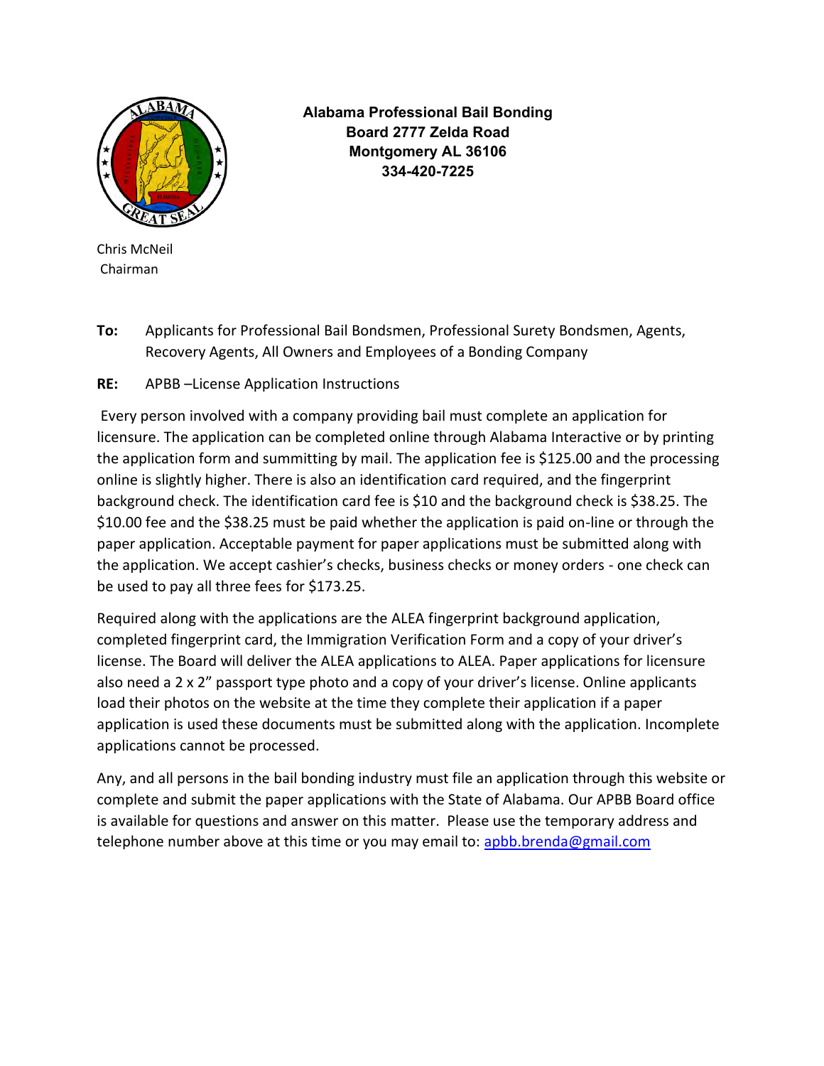**Alabama Professional Bail Bonding Board 2777 Zelda Road**
**Montgomery AL 36106**
**334-420-7225**

Chris McNeil
Chairman

**To:** Applicants for Professional Bail Bondsmen, Professional Surety Bondsmen, Agents, Recovery Agents, All Owners and Employees of a Bonding Company

**RE:** APBB –License Application Instructions

Every person involved with a company providing bail must complete an application for licensure. The application can be completed online through Alabama Interactive or by printing the application form and summitting by mail. The application fee is $125.00 and the processing online is slightly higher. There is also an identification card required, and the fingerprint background check. The identification card fee is $10 and the background check is $38.25. The $10.00 fee and the $38.25 must be paid whether the application is paid on-line or through the paper application. Acceptable payment for paper applications must be submitted along with the application. We accept cashier's checks, business checks or money orders - one check can be used to pay all three fees for $173.25.

Required along with the applications are the ALEA fingerprint background application, completed fingerprint card, the Immigration Verification Form and a copy of your driver's license. The Board will deliver the ALEA applications to ALEA. Paper applications for licensure also need a 2 x 2" passport type photo and a copy of your driver's license. Online applicants load their photos on the website at the time they complete their application if a paper application is used these documents must be submitted along with the application. Incomplete applications cannot be processed.

Any, and all persons in the bail bonding industry must file an application through this website or complete and submit the paper applications with the State of Alabama. Our APBB Board office is available for questions and answer on this matter. Please use the temporary address and telephone number above at this time or you may email to: apbb.brenda@gmail.com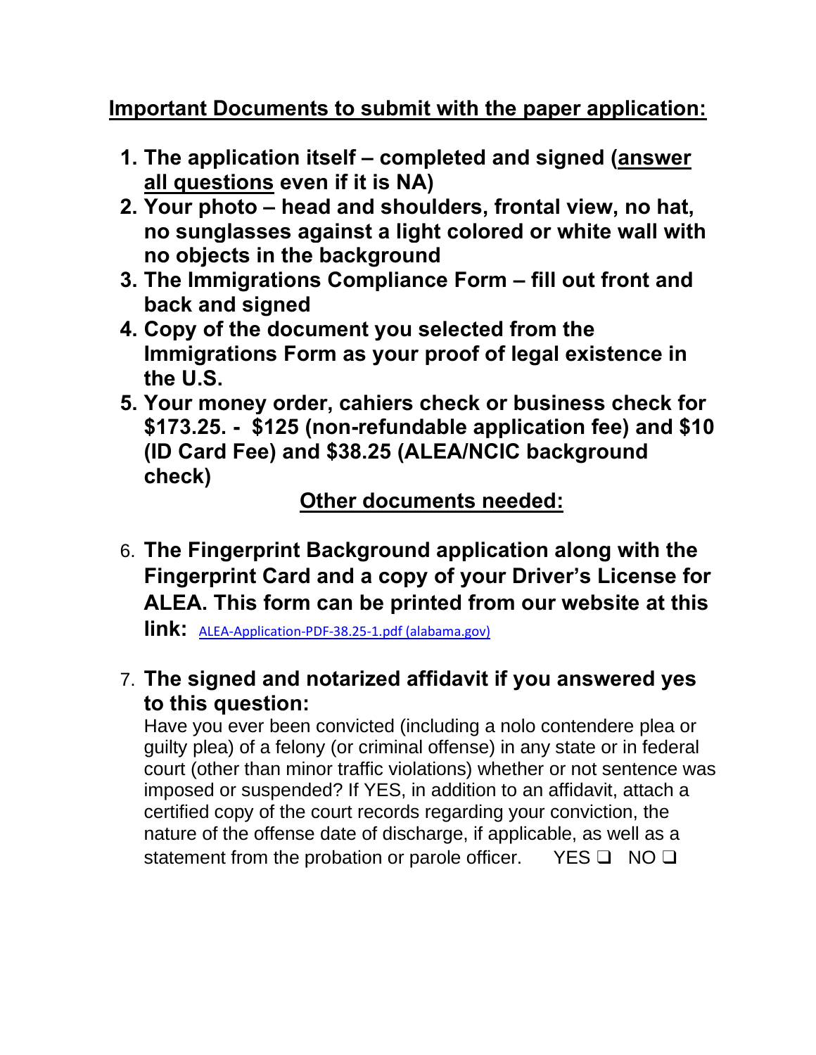## Important Documents to submit with the paper application:

1. **The application itself – completed and signed (answer all questions even if it is NA)**
2. **Your photo – head and shoulders, frontal view, no hat, no sunglasses against a light colored or white wall with no objects in the background**
3. **The Immigrations Compliance Form – fill out front and back and signed**
4. **Copy of the document you selected from the Immigrations Form as your proof of legal existence in the U.S.**
5. **Your money order, cahiers check or business check for $173.25. - $125 (non-refundable application fee) and $10 (ID Card Fee) and $38.25 (ALEA/NCIC background check)**

## Other documents needed:

6. **The Fingerprint Background application along with the Fingerprint Card and a copy of your Driver's License for ALEA. This form can be printed from our website at this link:** ALEA-Application-PDF-38.25-1.pdf (alabama.gov)

7. **The signed and notarized affidavit if you answered yes to this question:**
   Have you ever been convicted (including a nolo contendere plea or guilty plea) of a felony (or criminal offense) in any state or in federal court (other than minor traffic violations) whether or not sentence was imposed or suspended? If YES, in addition to an affidavit, attach a certified copy of the court records regarding your conviction, the nature of the offense date of discharge, if applicable, as well as a statement from the probation or parole officer. YES ❑ NO ❑